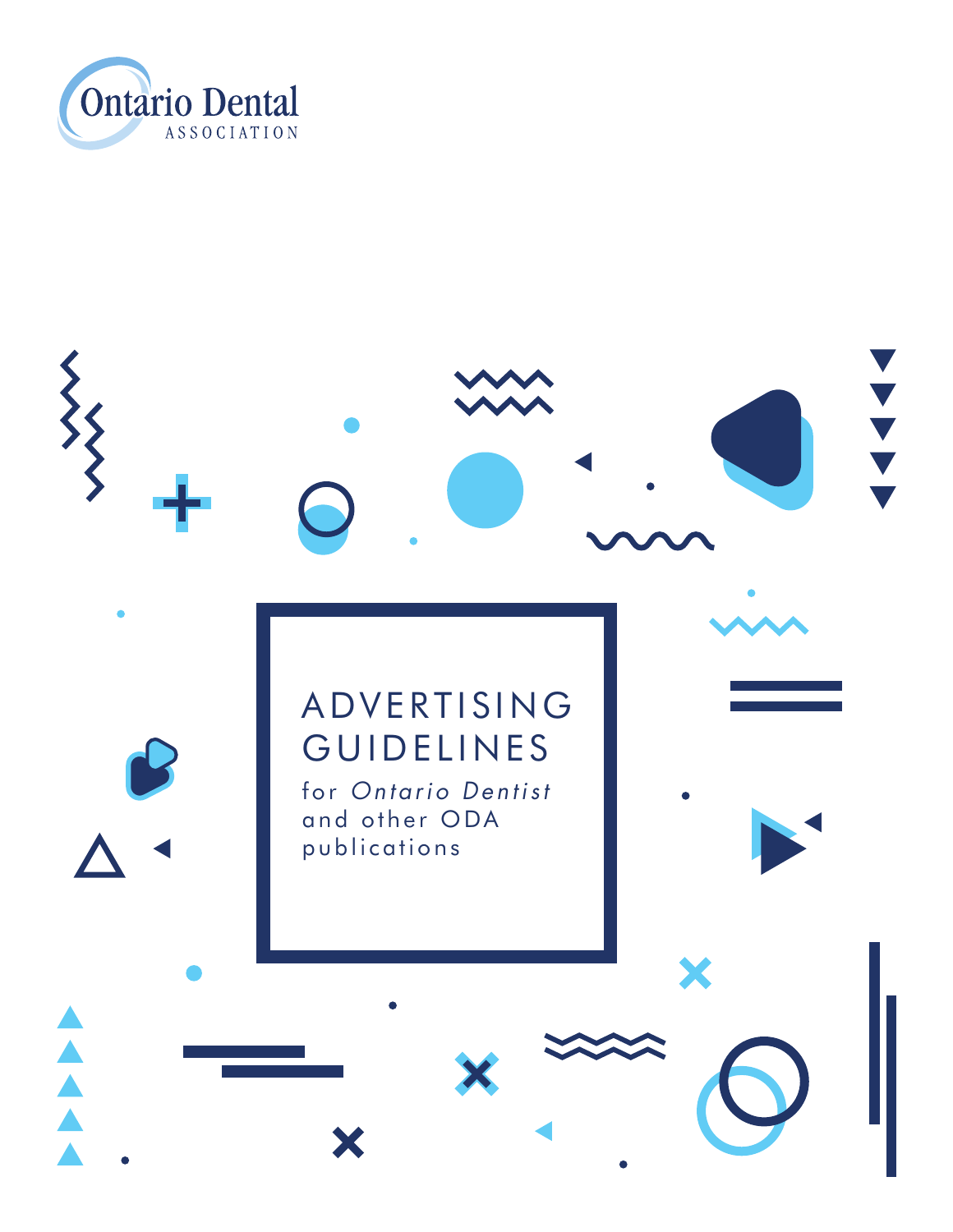Ontario Dental
ASSOCIATION

# ADVERTISING GUIDELINES

for *Ontario Dentist* and other ODA publications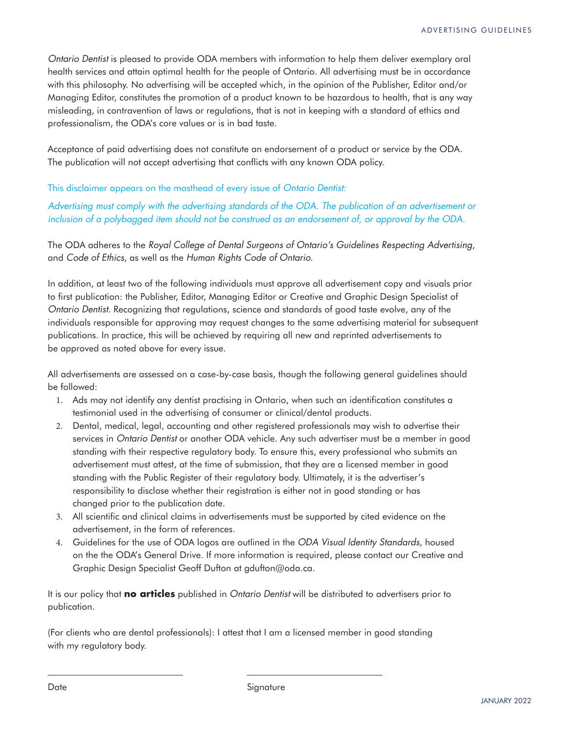*Ontario Dentist* is pleased to provide ODA members with information to help them deliver exemplary oral health services and attain optimal health for the people of Ontario. All advertising must be in accordance with this philosophy. No advertising will be accepted which, in the opinion of the Publisher, Editor and/or Managing Editor, constitutes the promotion of a product known to be hazardous to health, that is any way misleading, in contravention of laws or regulations, that is not in keeping with a standard of ethics and professionalism, the ODA's core values or is in bad taste.

Acceptance of paid advertising does not constitute an endorsement of a product or service by the ODA. The publication will not accept advertising that conflicts with any known ODA policy.

This disclaimer appears on the masthead of every issue of *Ontario Dentist:*

*Advertising must comply with the advertising standards of the ODA. The publication of an advertisement or inclusion of a polybagged item should not be construed as an endorsement of, or approval by the ODA.*

The ODA adheres to the *Royal College of Dental Surgeons of Ontario's Guidelines Respecting Advertising*, and *Code of Ethics*, as well as the *Human Rights Code of Ontario.*

In addition, at least two of the following individuals must approve all advertisement copy and visuals prior to first publication: the Publisher, Editor, Managing Editor or Creative and Graphic Design Specialist of *Ontario Dentist.* Recognizing that regulations, science and standards of good taste evolve, any of the individuals responsible for approving may request changes to the same advertising material for subsequent publications. In practice, this will be achieved by requiring all new and reprinted advertisements to be approved as noted above for every issue.

All advertisements are assessed on a case-by-case basis, though the following general guidelines should be followed:

1. Ads may not identify any dentist practising in Ontario, when such an identification constitutes a testimonial used in the advertising of consumer or clinical/dental products.
2. Dental, medical, legal, accounting and other registered professionals may wish to advertise their services in *Ontario Dentist* or another ODA vehicle. Any such advertiser must be a member in good standing with their respective regulatory body. To ensure this, every professional who submits an advertisement must attest, at the time of submission, that they are a licensed member in good standing with the Public Register of their regulatory body. Ultimately, it is the advertiser's responsibility to disclose whether their registration is either not in good standing or has changed prior to the publication date.
3. All scientific and clinical claims in advertisements must be supported by cited evidence on the advertisement, in the form of references.
4. Guidelines for the use of ODA logos are outlined in the *ODA Visual Identity Standards*, housed on the the ODA's General Drive. If more information is required, please contact our Creative and Graphic Design Specialist Geoff Dufton at gdufton@oda.ca.

It is our policy that **no articles** published in *Ontario Dentist* will be distributed to advertisers prior to publication.

(For clients who are dental professionals): I attest that I am a licensed member in good standing with my regulatory body.

Date ____________________ Signature ____________________